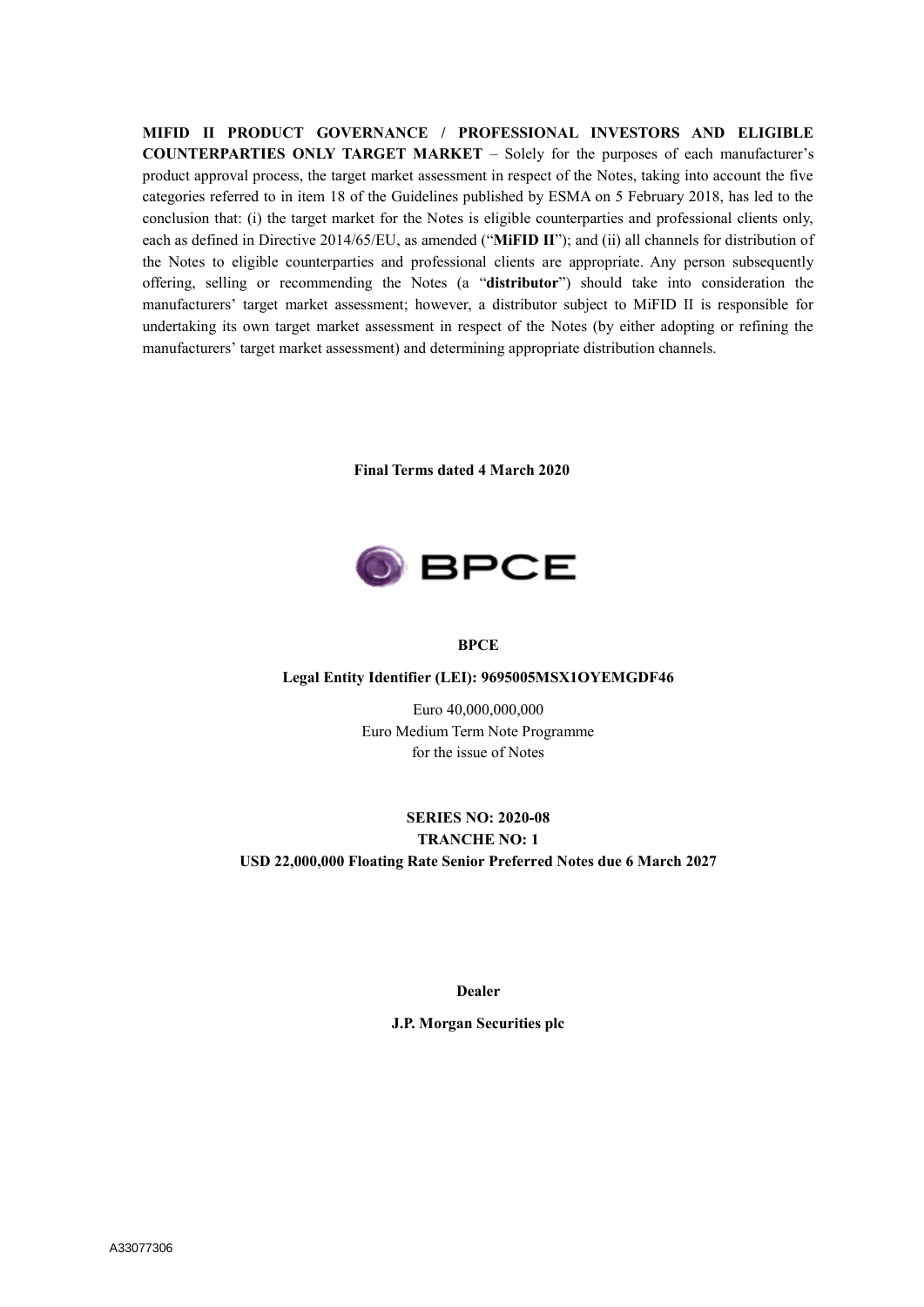**MIFID II PRODUCT GOVERNANCE / PROFESSIONAL INVESTORS AND ELIGIBLE COUNTERPARTIES ONLY TARGET MARKET** – Solely for the purposes of each manufacturer's product approval process, the target market assessment in respect of the Notes, taking into account the five categories referred to in item 18 of the Guidelines published by ESMA on 5 February 2018, has led to the conclusion that: (i) the target market for the Notes is eligible counterparties and professional clients only, each as defined in Directive 2014/65/EU, as amended ("**MiFID II**"); and (ii) all channels for distribution of the Notes to eligible counterparties and professional clients are appropriate. Any person subsequently offering, selling or recommending the Notes (a "**distributor**") should take into consideration the manufacturers' target market assessment; however, a distributor subject to MiFID II is responsible for undertaking its own target market assessment in respect of the Notes (by either adopting or refining the manufacturers' target market assessment) and determining appropriate distribution channels.

**Final Terms dated 4 March 2020**

BPCE

**BPCE**

**Legal Entity Identifier (LEI): 9695005MSX1OYEMGDF46**

Euro 40,000,000,000
Euro Medium Term Note Programme
for the issue of Notes

**SERIES NO: 2020-08**
**TRANCHE NO: 1**
**USD 22,000,000 Floating Rate Senior Preferred Notes due 6 March 2027**

**Dealer**

**J.P. Morgan Securities plc**

A33077306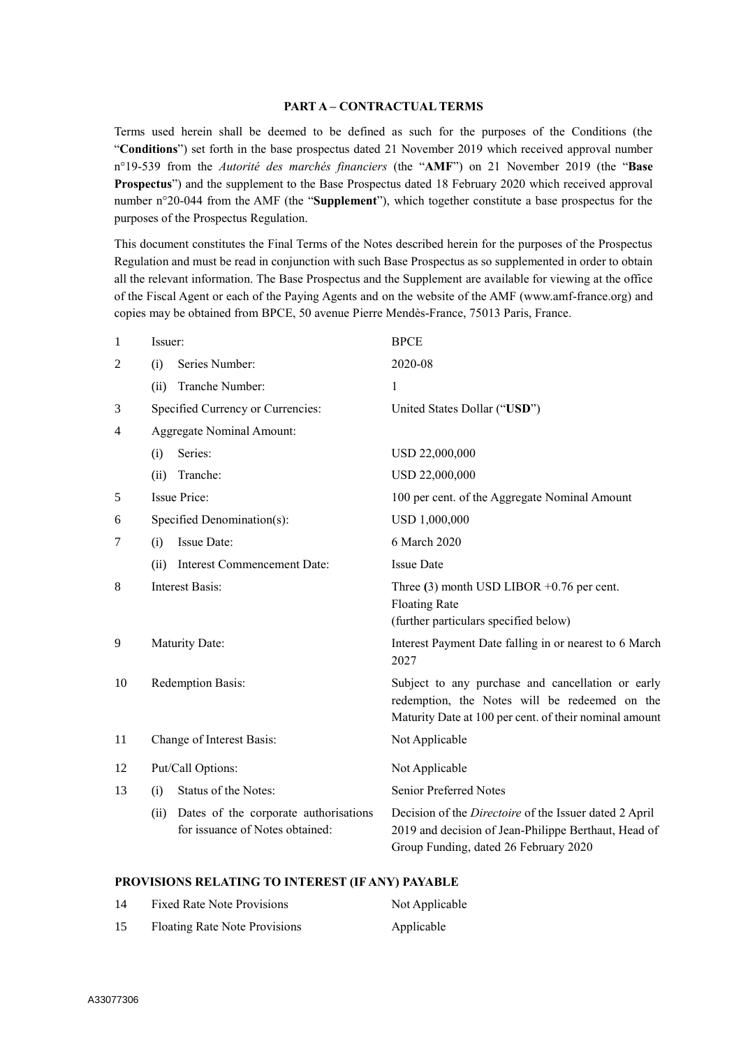## PART A – CONTRACTUAL TERMS

Terms used herein shall be deemed to be defined as such for the purposes of the Conditions (the "**Conditions**") set forth in the base prospectus dated 21 November 2019 which received approval number n°19-539 from the *Autorité des marchés financiers* (the "**AMF**") on 21 November 2019 (the "**Base Prospectus**") and the supplement to the Base Prospectus dated 18 February 2020 which received approval number n°20-044 from the AMF (the "**Supplement**"), which together constitute a base prospectus for the purposes of the Prospectus Regulation.

This document constitutes the Final Terms of the Notes described herein for the purposes of the Prospectus Regulation and must be read in conjunction with such Base Prospectus as so supplemented in order to obtain all the relevant information. The Base Prospectus and the Supplement are available for viewing at the office of the Fiscal Agent or each of the Paying Agents and on the website of the AMF (www.amf-france.org) and copies may be obtained from BPCE, 50 avenue Pierre Mendès-France, 75013 Paris, France.

| | | |
|---|---|---|
| 1 | Issuer: | BPCE |
| 2 | (i) Series Number: | 2020-08 |
| | (ii) Tranche Number: | 1 |
| 3 | Specified Currency or Currencies: | United States Dollar ("**USD**") |
| 4 | Aggregate Nominal Amount: | |
| | (i) Series: | USD 22,000,000 |
| | (ii) Tranche: | USD 22,000,000 |
| 5 | Issue Price: | 100 per cent. of the Aggregate Nominal Amount |
| 6 | Specified Denomination(s): | USD 1,000,000 |
| 7 | (i) Issue Date: | 6 March 2020 |
| | (ii) Interest Commencement Date: | Issue Date |
| 8 | Interest Basis: | Three **(**3) month USD LIBOR +0.76 per cent. Floating Rate (further particulars specified below) |
| 9 | Maturity Date: | Interest Payment Date falling in or nearest to 6 March 2027 |
| 10 | Redemption Basis: | Subject to any purchase and cancellation or early redemption, the Notes will be redeemed on the Maturity Date at 100 per cent. of their nominal amount |
| 11 | Change of Interest Basis: | Not Applicable |
| 12 | Put/Call Options: | Not Applicable |
| 13 | (i) Status of the Notes: | Senior Preferred Notes |
| | (ii) Dates of the corporate authorisations for issuance of Notes obtained: | Decision of the *Directoire* of the Issuer dated 2 April 2019 and decision of Jean-Philippe Berthaut, Head of Group Funding, dated 26 February 2020 |

### PROVISIONS RELATING TO INTEREST (IF ANY) PAYABLE

| | | |
|---|---|---|
| 14 | Fixed Rate Note Provisions | Not Applicable |
| 15 | Floating Rate Note Provisions | Applicable |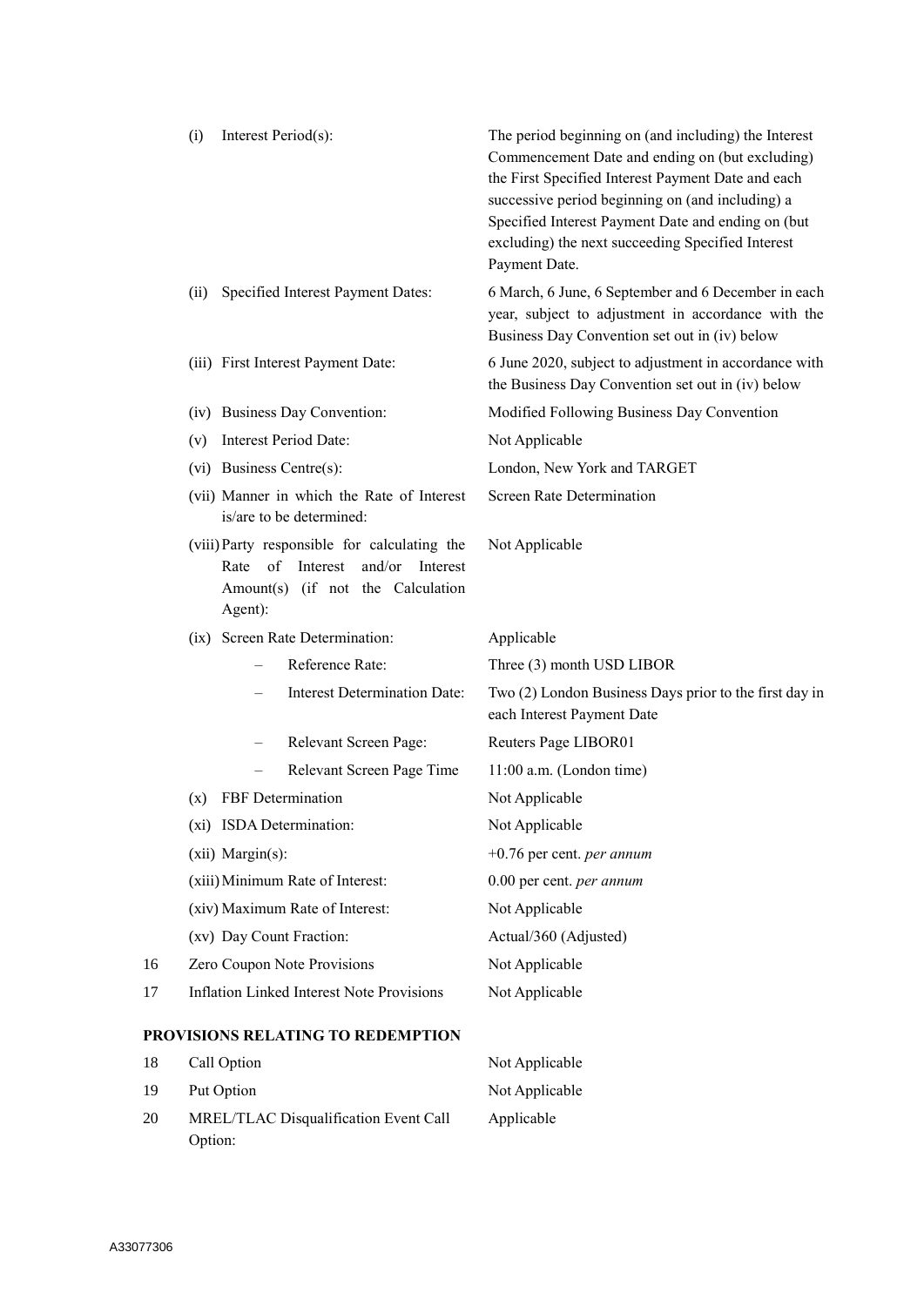| | | |
|---|---|---|
| | (i) Interest Period(s): | The period beginning on (and including) the Interest Commencement Date and ending on (but excluding) the First Specified Interest Payment Date and each successive period beginning on (and including) a Specified Interest Payment Date and ending on (but excluding) the next succeeding Specified Interest Payment Date. |
| | (ii) Specified Interest Payment Dates: | 6 March, 6 June, 6 September and 6 December in each year, subject to adjustment in accordance with the Business Day Convention set out in (iv) below |
| | (iii) First Interest Payment Date: | 6 June 2020, subject to adjustment in accordance with the Business Day Convention set out in (iv) below |
| | (iv) Business Day Convention: | Modified Following Business Day Convention |
| | (v) Interest Period Date: | Not Applicable |
| | (vi) Business Centre(s): | London, New York and TARGET |
| | (vii) Manner in which the Rate of Interest is/are to be determined: | Screen Rate Determination |
| | (viii) Party responsible for calculating the Rate of Interest and/or Interest Amount(s) (if not the Calculation Agent): | Not Applicable |
| | (ix) Screen Rate Determination: | Applicable |
| | – Reference Rate: | Three (3) month USD LIBOR |
| | – Interest Determination Date: | Two (2) London Business Days prior to the first day in each Interest Payment Date |
| | – Relevant Screen Page: | Reuters Page LIBOR01 |
| | – Relevant Screen Page Time | 11:00 a.m. (London time) |
| | (x) FBF Determination | Not Applicable |
| | (xi) ISDA Determination: | Not Applicable |
| | (xii) Margin(s): | +0.76 per cent. *per annum* |
| | (xiii) Minimum Rate of Interest: | 0.00 per cent. *per annum* |
| | (xiv) Maximum Rate of Interest: | Not Applicable |
| | (xv) Day Count Fraction: | Actual/360 (Adjusted) |
| 16 | Zero Coupon Note Provisions | Not Applicable |
| 17 | Inflation Linked Interest Note Provisions | Not Applicable |

**PROVISIONS RELATING TO REDEMPTION**

| | | |
|---|---|---|
| 18 | Call Option | Not Applicable |
| 19 | Put Option | Not Applicable |
| 20 | MREL/TLAC Disqualification Event Call Option: | Applicable |

A33077306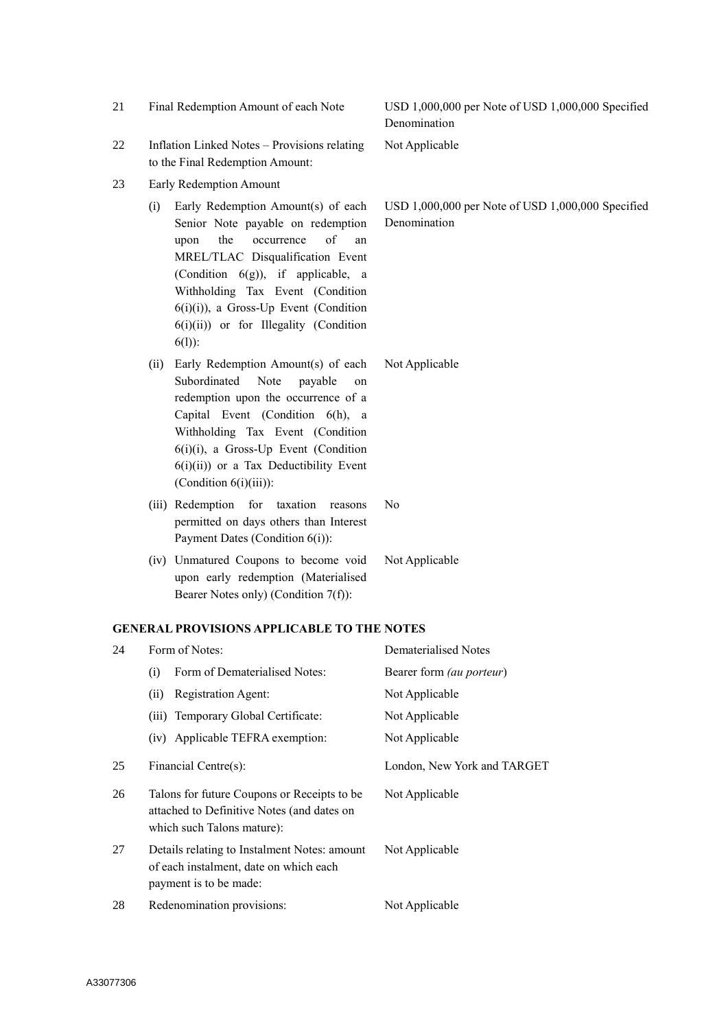| | | |
|---|---|---|
| 21 | Final Redemption Amount of each Note | USD 1,000,000 per Note of USD 1,000,000 Specified Denomination |
| 22 | Inflation Linked Notes – Provisions relating to the Final Redemption Amount: | Not Applicable |
| 23 | Early Redemption Amount | |
| | (i) Early Redemption Amount(s) of each Senior Note payable on redemption upon the occurrence of an MREL/TLAC Disqualification Event (Condition 6(g)), if applicable, a Withholding Tax Event (Condition 6(i)(i)), a Gross-Up Event (Condition 6(i)(ii)) or for Illegality (Condition 6(l)): | USD 1,000,000 per Note of USD 1,000,000 Specified Denomination |
| | (ii) Early Redemption Amount(s) of each Subordinated Note payable on redemption upon the occurrence of a Capital Event (Condition 6(h), a Withholding Tax Event (Condition 6(i)(i), a Gross-Up Event (Condition 6(i)(ii)) or a Tax Deductibility Event (Condition 6(i)(iii)): | Not Applicable |
| | (iii) Redemption for taxation reasons permitted on days others than Interest Payment Dates (Condition 6(i)): | No |
| | (iv) Unmatured Coupons to become void upon early redemption (Materialised Bearer Notes only) (Condition 7(f)): | Not Applicable |

## GENERAL PROVISIONS APPLICABLE TO THE NOTES

| | | |
|---|---|---|
| 24 | Form of Notes: | Dematerialised Notes |
| | (i) Form of Dematerialised Notes: | Bearer form *(au porteur)* |
| | (ii) Registration Agent: | Not Applicable |
| | (iii) Temporary Global Certificate: | Not Applicable |
| | (iv) Applicable TEFRA exemption: | Not Applicable |
| 25 | Financial Centre(s): | London, New York and TARGET |
| 26 | Talons for future Coupons or Receipts to be attached to Definitive Notes (and dates on which such Talons mature): | Not Applicable |
| 27 | Details relating to Instalment Notes: amount of each instalment, date on which each payment is to be made: | Not Applicable |
| 28 | Redenomination provisions: | Not Applicable |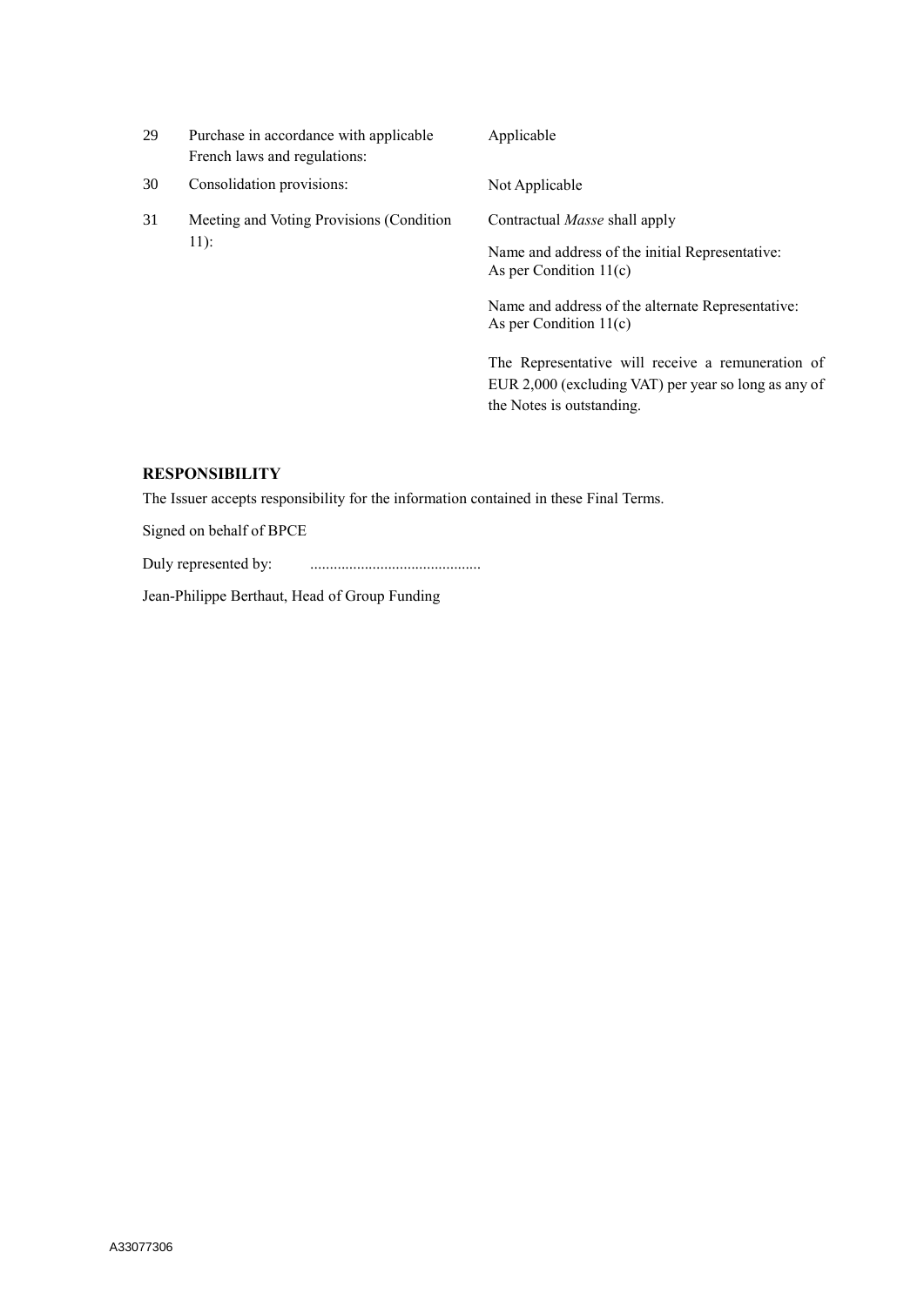| | | |
|---|---|---|
| 29 | Purchase in accordance with applicable French laws and regulations: | Applicable |
| 30 | Consolidation provisions: | Not Applicable |
| 31 | Meeting and Voting Provisions (Condition 11): | Contractual *Masse* shall apply<br><br>Name and address of the initial Representative: As per Condition 11(c)<br><br>Name and address of the alternate Representative: As per Condition 11(c)<br><br>The Representative will receive a remuneration of EUR 2,000 (excluding VAT) per year so long as any of the Notes is outstanding. |

**RESPONSIBILITY**

The Issuer accepts responsibility for the information contained in these Final Terms.

Signed on behalf of BPCE

Duly represented by: ............................................

Jean-Philippe Berthaut, Head of Group Funding

A33077306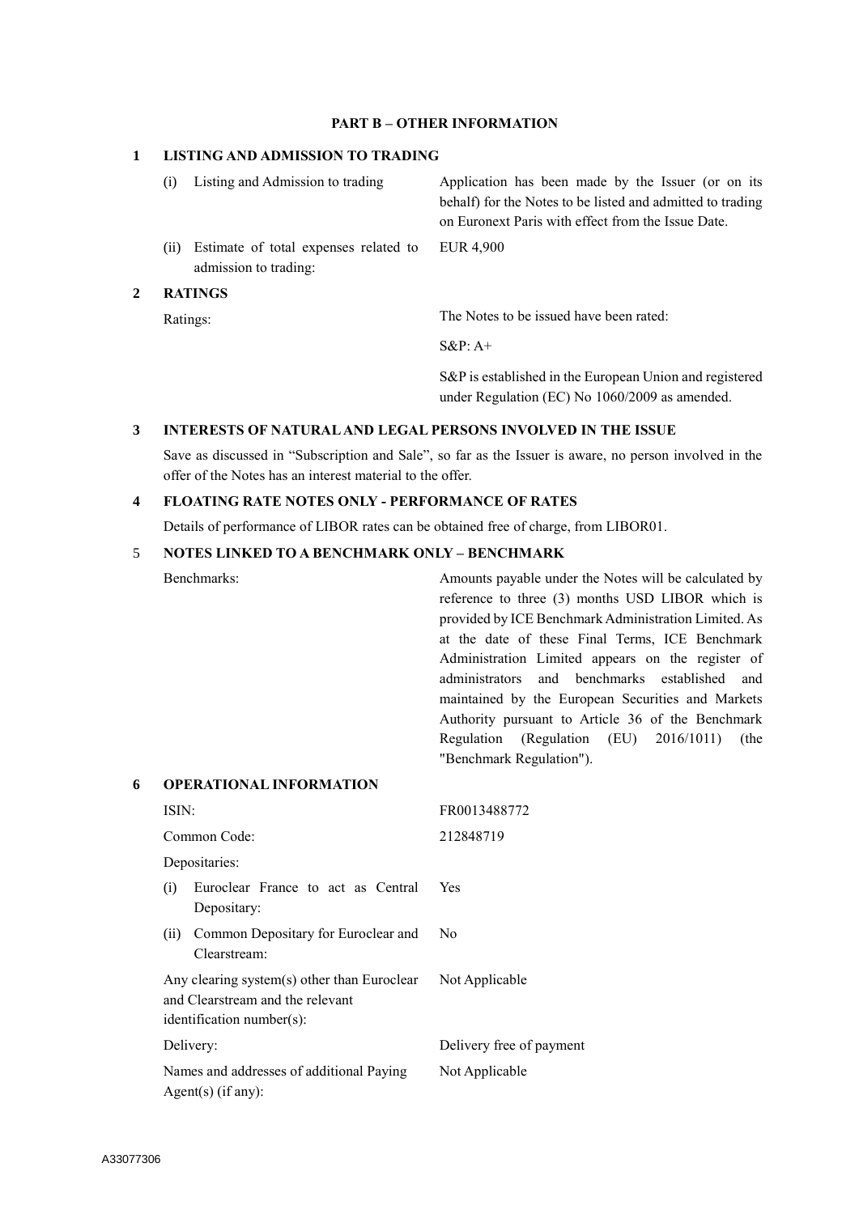## PART B – OTHER INFORMATION

### 1 LISTING AND ADMISSION TO TRADING

| | |
|---|---|
| (i) Listing and Admission to trading | Application has been made by the Issuer (or on its behalf) for the Notes to be listed and admitted to trading on Euronext Paris with effect from the Issue Date. |
| (ii) Estimate of total expenses related to admission to trading: | EUR 4,900 |

### 2 RATINGS

| | |
|---|---|
| Ratings: | The Notes to be issued have been rated:<br><br>S&P: A+<br><br>S&P is established in the European Union and registered under Regulation (EC) No 1060/2009 as amended. |

### 3 INTERESTS OF NATURAL AND LEGAL PERSONS INVOLVED IN THE ISSUE

Save as discussed in "Subscription and Sale", so far as the Issuer is aware, no person involved in the offer of the Notes has an interest material to the offer.

### 4 FLOATING RATE NOTES ONLY - PERFORMANCE OF RATES

Details of performance of LIBOR rates can be obtained free of charge, from LIBOR01.

### 5 NOTES LINKED TO A BENCHMARK ONLY – BENCHMARK

| | |
|---|---|
| Benchmarks: | Amounts payable under the Notes will be calculated by reference to three (3) months USD LIBOR which is provided by ICE Benchmark Administration Limited. As at the date of these Final Terms, ICE Benchmark Administration Limited appears on the register of administrators and benchmarks established and maintained by the European Securities and Markets Authority pursuant to Article 36 of the Benchmark Regulation (Regulation (EU) 2016/1011) (the "Benchmark Regulation"). |

### 6 OPERATIONAL INFORMATION

| | |
|---|---|
| ISIN: | FR0013488772 |
| Common Code: | 212848719 |
| Depositaries: | |
| (i) Euroclear France to act as Central Depositary: | Yes |
| (ii) Common Depositary for Euroclear and Clearstream: | No |
| Any clearing system(s) other than Euroclear and Clearstream and the relevant identification number(s): | Not Applicable |
| Delivery: | Delivery free of payment |
| Names and addresses of additional Paying Agent(s) (if any): | Not Applicable |

A33077306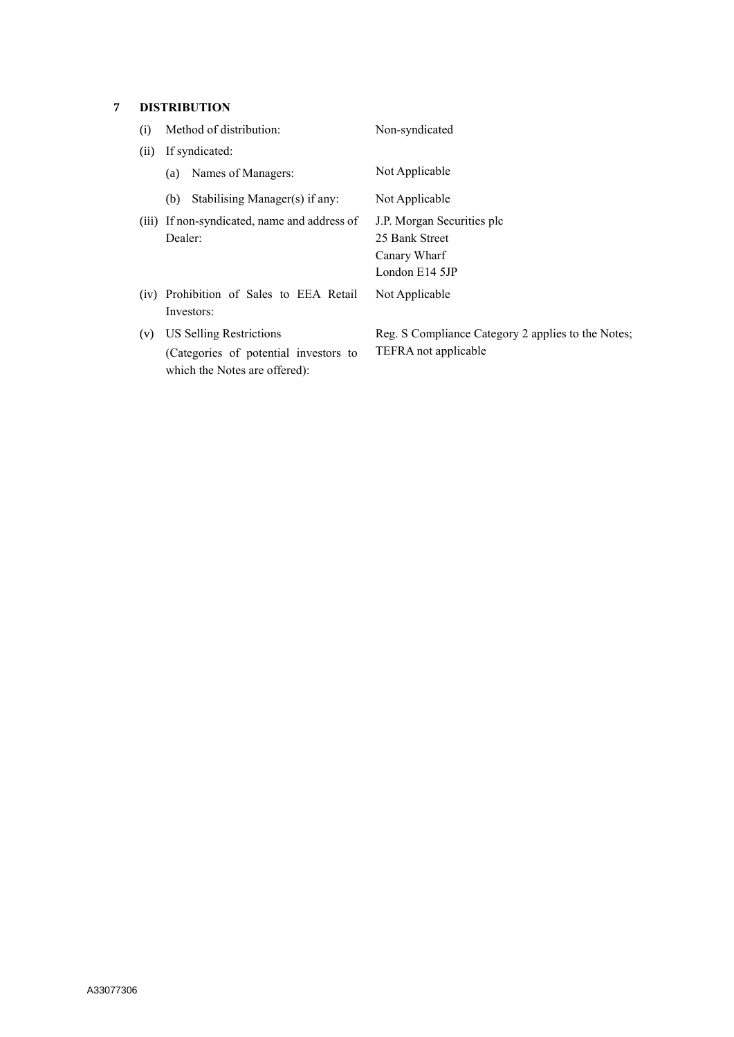## 7 DISTRIBUTION

| | | |
|---|---|---|
| (i) | Method of distribution: | Non-syndicated |
| (ii) | If syndicated: | |
| | (a) Names of Managers: | Not Applicable |
| | (b) Stabilising Manager(s) if any: | Not Applicable |
| (iii) | If non-syndicated, name and address of Dealer: | J.P. Morgan Securities plc<br>25 Bank Street<br>Canary Wharf<br>London E14 5JP |
| (iv) | Prohibition of Sales to EEA Retail Investors: | Not Applicable |
| (v) | US Selling Restrictions<br>(Categories of potential investors to which the Notes are offered): | Reg. S Compliance Category 2 applies to the Notes; TEFRA not applicable |

A33077306